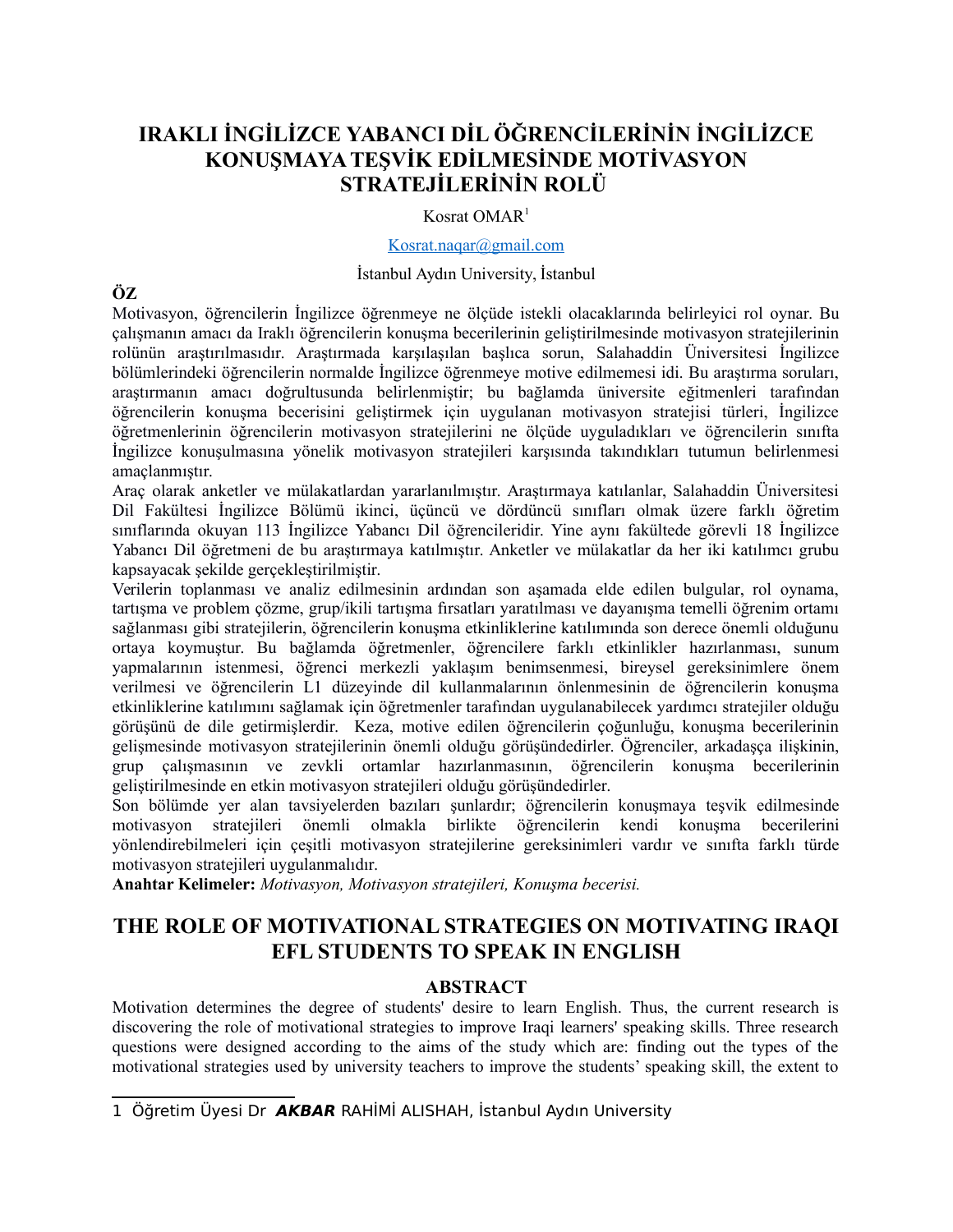# IRAKLI İNGİLİZCE YABANCI DİL ÖĞRENCİLERİNİN İNGİLİZCE KONUŞMAYA TEŞVİK EDİLMESİNDE MOTİVASYON STRATEJİLERİNİN ROLÜ

Kosrat OMAR[1]

Kosrat.naqar@gmail.com

İstanbul Aydın University, İstanbul

**ÖZ**

Motivasyon, öğrencilerin İngilizce öğrenmeye ne ölçüde istekli olacaklarında belirleyici rol oynar. Bu çalışmanın amacı da Iraklı öğrencilerin konuşma becerilerinin geliştirilmesinde motivasyon stratejilerinin rolünün araştırılmasıdır. Araştırmada karşılaşılan başlıca sorun, Salahaddin Üniversitesi İngilizce bölümlerindeki öğrencilerin normalde İngilizce öğrenmeye motive edilmemesi idi. Bu araştırma soruları, araştırmanın amacı doğrultusunda belirlenmiştir; bu bağlamda üniversite eğitmenleri tarafından öğrencilerin konuşma becerisini geliştirmek için uygulanan motivasyon stratejisi türleri, İngilizce öğretmenlerinin öğrencilerin motivasyon stratejilerini ne ölçüde uyguladıkları ve öğrencilerin sınıfta İngilizce konuşulmasına yönelik motivasyon stratejileri karşısında takındıkları tutumun belirlenmesi amaçlanmıştır.

Araç olarak anketler ve mülakatlardan yararlanılmıştır. Araştırmaya katılanlar, Salahaddin Üniversitesi Dil Fakültesi İngilizce Bölümü ikinci, üçüncü ve dördüncü sınıfları olmak üzere farklı öğretim sınıflarında okuyan 113 İngilizce Yabancı Dil öğrencileridir. Yine aynı fakültede görevli 18 İngilizce Yabancı Dil öğretmeni de bu araştırmaya katılmıştır. Anketler ve mülakatlar da her iki katılımcı grubu kapsayacak şekilde gerçekleştirilmiştir.

Verilerin toplanması ve analiz edilmesinin ardından son aşamada elde edilen bulgular, rol oynama, tartışma ve problem çözme, grup/ikili tartışma fırsatları yaratılması ve dayanışma temelli öğrenim ortamı sağlanması gibi stratejilerin, öğrencilerin konuşma etkinliklerine katılımında son derece önemli olduğunu ortaya koymuştur. Bu bağlamda öğretmenler, öğrencilere farklı etkinlikler hazırlanması, sunum yapmalarının istenmesi, öğrenci merkezli yaklaşım benimsenmesi, bireysel gereksinimlere önem verilmesi ve öğrencilerin L1 düzeyinde dil kullanmalarının önlenmesinin de öğrencilerin konuşma etkinliklerine katılımını sağlamak için öğretmenler tarafından uygulanabilecek yardımcı stratejiler olduğu görüşünü de dile getirmişlerdir. Keza, motive edilen öğrencilerin çoğunluğu, konuşma becerilerinin gelişmesinde motivasyon stratejilerinin önemli olduğu görüşündedirler. Öğrenciler, arkadaşça ilişkinin, grup çalışmasının ve zevkli ortamlar hazırlanmasının, öğrencilerin konuşma becerilerinin geliştirilmesinde en etkin motivasyon stratejileri olduğu görüşündedirler.

Son bölümde yer alan tavsiyelerden bazıları şunlardır; öğrencilerin konuşmaya teşvik edilmesinde motivasyon stratejileri önemli olmakla birlikte öğrencilerin kendi konuşma becerilerini yönlendirebilmeleri için çeşitli motivasyon stratejilerine gereksinimleri vardır ve sınıfta farklı türde motivasyon stratejileri uygulanmalıdır.

**Anahtar Kelimeler:** *Motivasyon, Motivasyon stratejileri, Konuşma becerisi.*

# THE ROLE OF MOTIVATIONAL STRATEGIES ON MOTIVATING IRAQI EFL STUDENTS TO SPEAK IN ENGLISH

## ABSTRACT

Motivation determines the degree of students' desire to learn English. Thus, the current research is discovering the role of motivational strategies to improve Iraqi learners' speaking skills. Three research questions were designed according to the aims of the study which are: finding out the types of the motivational strategies used by university teachers to improve the students' speaking skill, the extent to

---

1 Öğretim Üyesi Dr ***AKBAR*** RAHİMİ ALISHAH, İstanbul Aydın University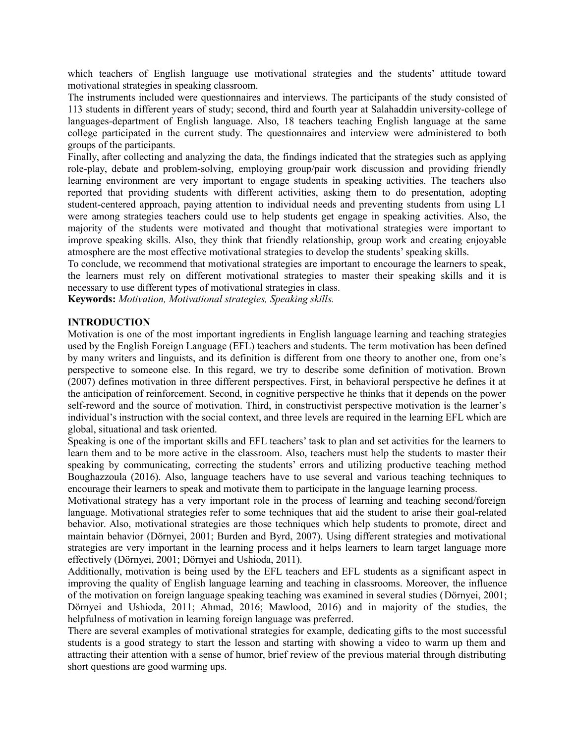which teachers of English language use motivational strategies and the students' attitude toward motivational strategies in speaking classroom.

The instruments included were questionnaires and interviews. The participants of the study consisted of 113 students in different years of study; second, third and fourth year at Salahaddin university-college of languages-department of English language. Also, 18 teachers teaching English language at the same college participated in the current study. The questionnaires and interview were administered to both groups of the participants.

Finally, after collecting and analyzing the data, the findings indicated that the strategies such as applying role-play, debate and problem-solving, employing group/pair work discussion and providing friendly learning environment are very important to engage students in speaking activities. The teachers also reported that providing students with different activities, asking them to do presentation, adopting student-centered approach, paying attention to individual needs and preventing students from using L1 were among strategies teachers could use to help students get engage in speaking activities. Also, the majority of the students were motivated and thought that motivational strategies were important to improve speaking skills. Also, they think that friendly relationship, group work and creating enjoyable atmosphere are the most effective motivational strategies to develop the students' speaking skills.

To conclude, we recommend that motivational strategies are important to encourage the learners to speak, the learners must rely on different motivational strategies to master their speaking skills and it is necessary to use different types of motivational strategies in class.

**Keywords:** *Motivation, Motivational strategies, Speaking skills.*

## INTRODUCTION

Motivation is one of the most important ingredients in English language learning and teaching strategies used by the English Foreign Language (EFL) teachers and students. The term motivation has been defined by many writers and linguists, and its definition is different from one theory to another one, from one's perspective to someone else. In this regard, we try to describe some definition of motivation. Brown (2007) defines motivation in three different perspectives. First, in behavioral perspective he defines it at the anticipation of reinforcement. Second, in cognitive perspective he thinks that it depends on the power self-reword and the source of motivation. Third, in constructivist perspective motivation is the learner's individual's instruction with the social context, and three levels are required in the learning EFL which are global, situational and task oriented.

Speaking is one of the important skills and EFL teachers' task to plan and set activities for the learners to learn them and to be more active in the classroom. Also, teachers must help the students to master their speaking by communicating, correcting the students' errors and utilizing productive teaching method Boughazzoula (2016). Also, language teachers have to use several and various teaching techniques to encourage their learners to speak and motivate them to participate in the language learning process.

Motivational strategy has a very important role in the process of learning and teaching second/foreign language. Motivational strategies refer to some techniques that aid the student to arise their goal-related behavior. Also, motivational strategies are those techniques which help students to promote, direct and maintain behavior (Dörnyei, 2001; Burden and Byrd, 2007). Using different strategies and motivational strategies are very important in the learning process and it helps learners to learn target language more effectively (Dörnyei, 2001; Dörnyei and Ushioda, 2011).

Additionally, motivation is being used by the EFL teachers and EFL students as a significant aspect in improving the quality of English language learning and teaching in classrooms. Moreover, the influence of the motivation on foreign language speaking teaching was examined in several studies (Dörnyei, 2001; Dörnyei and Ushioda, 2011; Ahmad, 2016; Mawlood, 2016) and in majority of the studies, the helpfulness of motivation in learning foreign language was preferred.

There are several examples of motivational strategies for example, dedicating gifts to the most successful students is a good strategy to start the lesson and starting with showing a video to warm up them and attracting their attention with a sense of humor, brief review of the previous material through distributing short questions are good warming ups.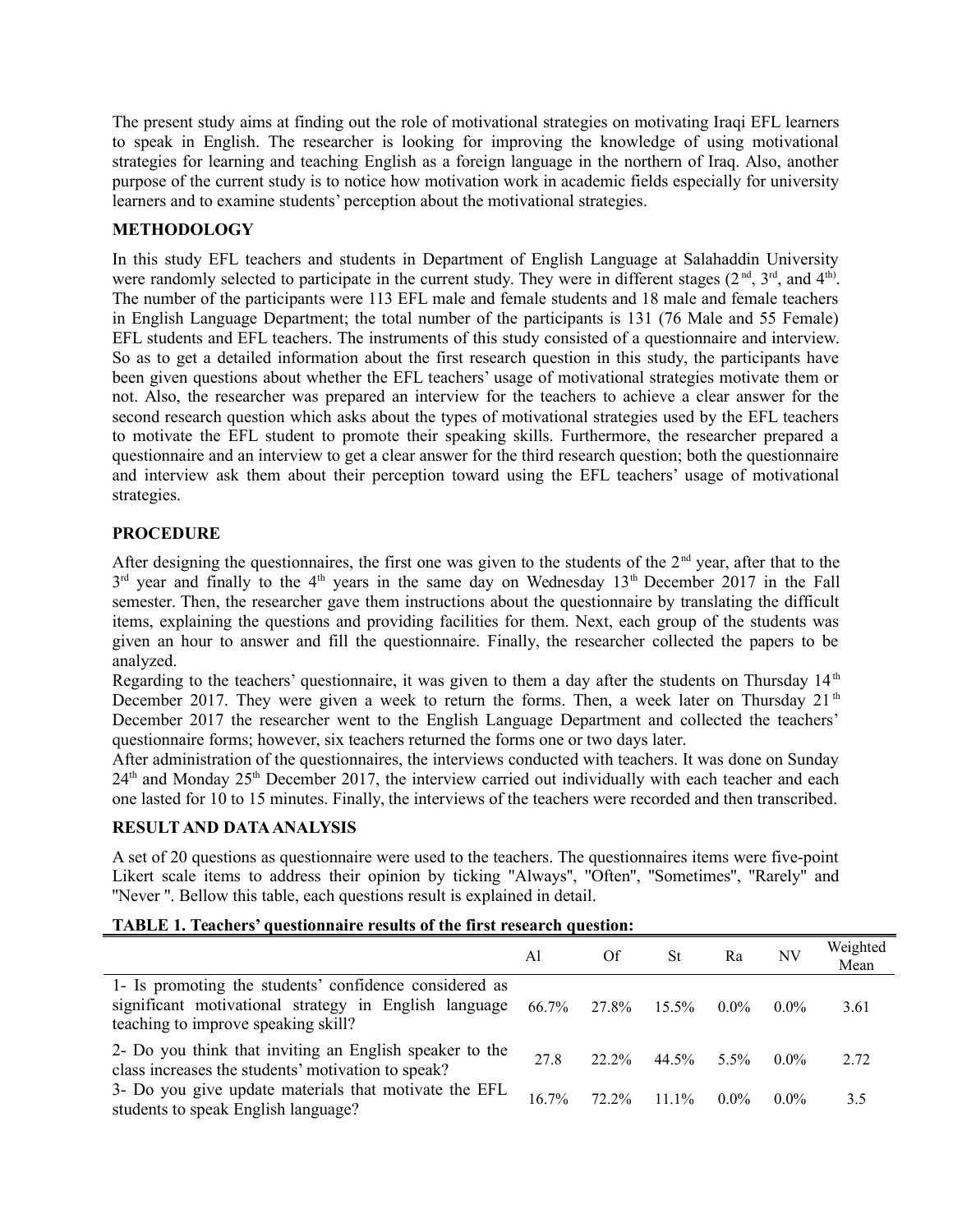The present study aims at finding out the role of motivational strategies on motivating Iraqi EFL learners to speak in English. The researcher is looking for improving the knowledge of using motivational strategies for learning and teaching English as a foreign language in the northern of Iraq. Also, another purpose of the current study is to notice how motivation work in academic fields especially for university learners and to examine students' perception about the motivational strategies.

## METHODOLOGY

In this study EFL teachers and students in Department of English Language at Salahaddin University were randomly selected to participate in the current study. They were in different stages (2[nd], 3[rd], and 4[th)]. The number of the participants were 113 EFL male and female students and 18 male and female teachers in English Language Department; the total number of the participants is 131 (76 Male and 55 Female) EFL students and EFL teachers. The instruments of this study consisted of a questionnaire and interview. So as to get a detailed information about the first research question in this study, the participants have been given questions about whether the EFL teachers' usage of motivational strategies motivate them or not. Also, the researcher was prepared an interview for the teachers to achieve a clear answer for the second research question which asks about the types of motivational strategies used by the EFL teachers to motivate the EFL student to promote their speaking skills. Furthermore, the researcher prepared a questionnaire and an interview to get a clear answer for the third research question; both the questionnaire and interview ask them about their perception toward using the EFL teachers' usage of motivational strategies.

## PROCEDURE

After designing the questionnaires, the first one was given to the students of the 2[nd] year, after that to the 3[rd] year and finally to the 4[th] years in the same day on Wednesday 13[th] December 2017 in the Fall semester. Then, the researcher gave them instructions about the questionnaire by translating the difficult items, explaining the questions and providing facilities for them. Next, each group of the students was given an hour to answer and fill the questionnaire. Finally, the researcher collected the papers to be analyzed.

Regarding to the teachers' questionnaire, it was given to them a day after the students on Thursday 14[th] December 2017. They were given a week to return the forms. Then, a week later on Thursday 21[th] December 2017 the researcher went to the English Language Department and collected the teachers' questionnaire forms; however, six teachers returned the forms one or two days later.

After administration of the questionnaires, the interviews conducted with teachers. It was done on Sunday 24[th] and Monday 25[th] December 2017, the interview carried out individually with each teacher and each one lasted for 10 to 15 minutes. Finally, the interviews of the teachers were recorded and then transcribed.

## RESULT AND DATA ANALYSIS

A set of 20 questions as questionnaire were used to the teachers. The questionnaires items were five-point Likert scale items to address their opinion by ticking "Always", "Often", "Sometimes", "Rarely" and "Never ". Bellow this table, each questions result is explained in detail.

**TABLE 1. Teachers' questionnaire results of the first research question:**

| | Al | Of | St | Ra | NV | Weighted Mean |
|---|---|---|---|---|---|---|
| 1- Is promoting the students' confidence considered as significant motivational strategy in English language teaching to improve speaking skill? | 66.7% | 27.8% | 15.5% | 0.0% | 0.0% | 3.61 |
| 2- Do you think that inviting an English speaker to the class increases the students' motivation to speak? | 27.8 | 22.2% | 44.5% | 5.5% | 0.0% | 2.72 |
| 3- Do you give update materials that motivate the EFL students to speak English language? | 16.7% | 72.2% | 11.1% | 0.0% | 0.0% | 3.5 |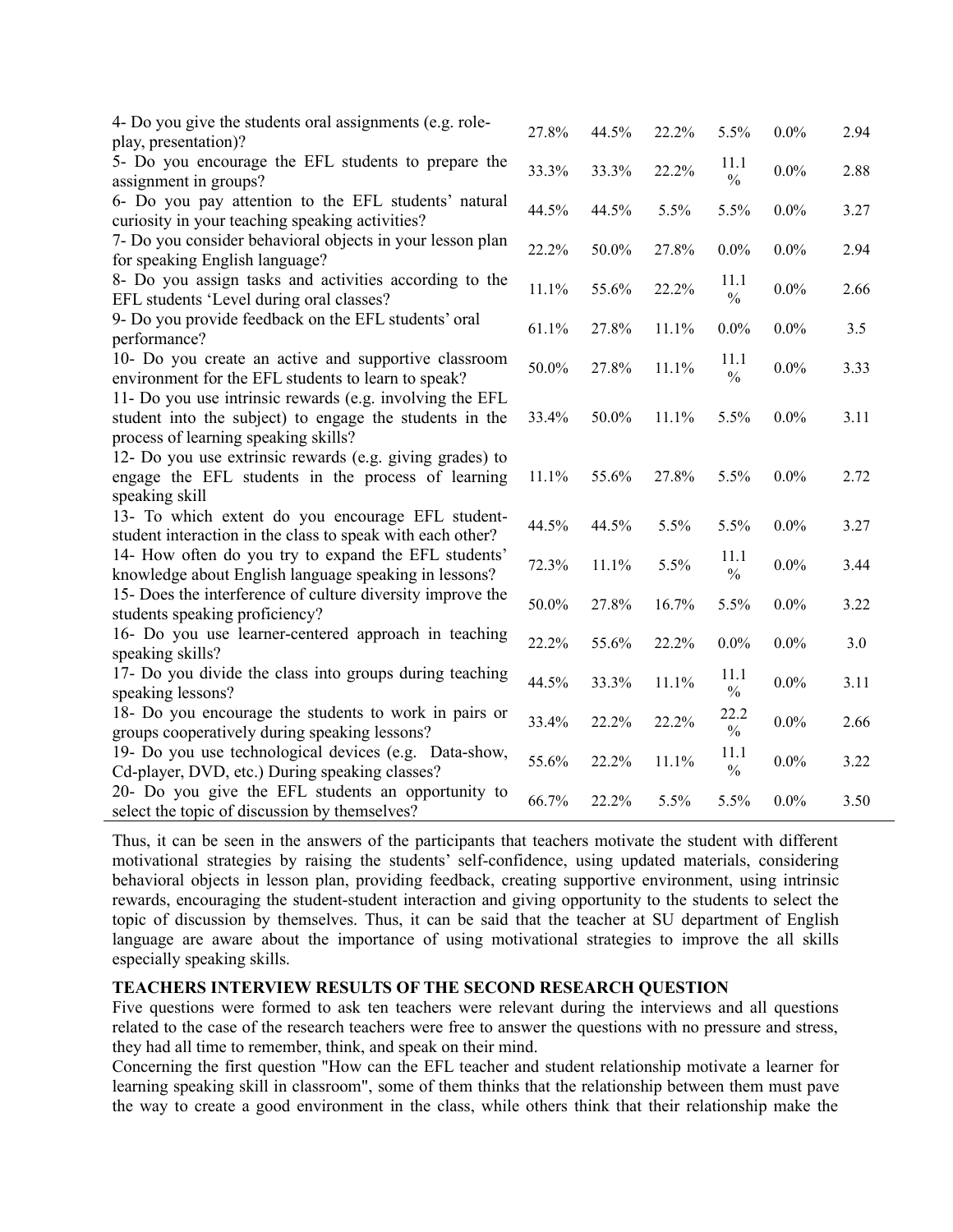| | | | | | | |
|---|---|---|---|---|---|---|
| 4- Do you give the students oral assignments (e.g. role-play, presentation)? | 27.8% | 44.5% | 22.2% | 5.5% | 0.0% | 2.94 |
| 5- Do you encourage the EFL students to prepare the assignment in groups? | 33.3% | 33.3% | 22.2% | 11.1 % | 0.0% | 2.88 |
| 6- Do you pay attention to the EFL students' natural curiosity in your teaching speaking activities? | 44.5% | 44.5% | 5.5% | 5.5% | 0.0% | 3.27 |
| 7- Do you consider behavioral objects in your lesson plan for speaking English language? | 22.2% | 50.0% | 27.8% | 0.0% | 0.0% | 2.94 |
| 8- Do you assign tasks and activities according to the EFL students 'Level during oral classes? | 11.1% | 55.6% | 22.2% | 11.1 % | 0.0% | 2.66 |
| 9- Do you provide feedback on the EFL students' oral performance? | 61.1% | 27.8% | 11.1% | 0.0% | 0.0% | 3.5 |
| 10- Do you create an active and supportive classroom environment for the EFL students to learn to speak? | 50.0% | 27.8% | 11.1% | 11.1 % | 0.0% | 3.33 |
| 11- Do you use intrinsic rewards (e.g. involving the EFL student into the subject) to engage the students in the process of learning speaking skills? | 33.4% | 50.0% | 11.1% | 5.5% | 0.0% | 3.11 |
| 12- Do you use extrinsic rewards (e.g. giving grades) to engage the EFL students in the process of learning speaking skill | 11.1% | 55.6% | 27.8% | 5.5% | 0.0% | 2.72 |
| 13- To which extent do you encourage EFL student-student interaction in the class to speak with each other? | 44.5% | 44.5% | 5.5% | 5.5% | 0.0% | 3.27 |
| 14- How often do you try to expand the EFL students' knowledge about English language speaking in lessons? | 72.3% | 11.1% | 5.5% | 11.1 % | 0.0% | 3.44 |
| 15- Does the interference of culture diversity improve the students speaking proficiency? | 50.0% | 27.8% | 16.7% | 5.5% | 0.0% | 3.22 |
| 16- Do you use learner-centered approach in teaching speaking skills? | 22.2% | 55.6% | 22.2% | 0.0% | 0.0% | 3.0 |
| 17- Do you divide the class into groups during teaching speaking lessons? | 44.5% | 33.3% | 11.1% | 11.1 % | 0.0% | 3.11 |
| 18- Do you encourage the students to work in pairs or groups cooperatively during speaking lessons? | 33.4% | 22.2% | 22.2% | 22.2 % | 0.0% | 2.66 |
| 19- Do you use technological devices (e.g. Data-show, Cd-player, DVD, etc.) During speaking classes? | 55.6% | 22.2% | 11.1% | 11.1 % | 0.0% | 3.22 |
| 20- Do you give the EFL students an opportunity to select the topic of discussion by themselves? | 66.7% | 22.2% | 5.5% | 5.5% | 0.0% | 3.50 |

Thus, it can be seen in the answers of the participants that teachers motivate the student with different motivational strategies by raising the students' self-confidence, using updated materials, considering behavioral objects in lesson plan, providing feedback, creating supportive environment, using intrinsic rewards, encouraging the student-student interaction and giving opportunity to the students to select the topic of discussion by themselves. Thus, it can be said that the teacher at SU department of English language are aware about the importance of using motivational strategies to improve the all skills especially speaking skills.

**TEACHERS INTERVIEW RESULTS OF THE SECOND RESEARCH QUESTION**

Five questions were formed to ask ten teachers were relevant during the interviews and all questions related to the case of the research teachers were free to answer the questions with no pressure and stress, they had all time to remember, think, and speak on their mind.

Concerning the first question "How can the EFL teacher and student relationship motivate a learner for learning speaking skill in classroom", some of them thinks that the relationship between them must pave the way to create a good environment in the class, while others think that their relationship make the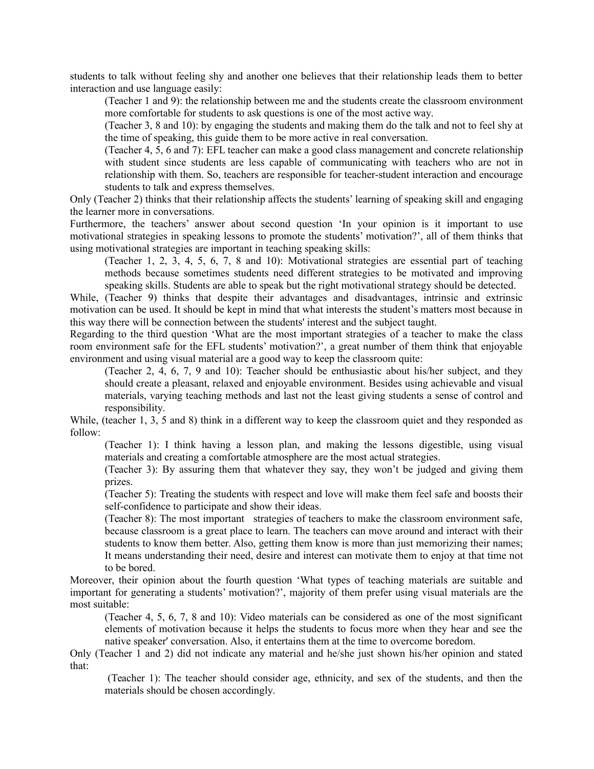students to talk without feeling shy and another one believes that their relationship leads them to better interaction and use language easily:

> (Teacher 1 and 9): the relationship between me and the students create the classroom environment more comfortable for students to ask questions is one of the most active way.
>
> (Teacher 3, 8 and 10): by engaging the students and making them do the talk and not to feel shy at the time of speaking, this guide them to be more active in real conversation.
>
> (Teacher 4, 5, 6 and 7): EFL teacher can make a good class management and concrete relationship with student since students are less capable of communicating with teachers who are not in relationship with them. So, teachers are responsible for teacher-student interaction and encourage students to talk and express themselves.

Only (Teacher 2) thinks that their relationship affects the students' learning of speaking skill and engaging the learner more in conversations.

Furthermore, the teachers' answer about second question 'In your opinion is it important to use motivational strategies in speaking lessons to promote the students' motivation?', all of them thinks that using motivational strategies are important in teaching speaking skills:

> (Teacher 1, 2, 3, 4, 5, 6, 7, 8 and 10): Motivational strategies are essential part of teaching methods because sometimes students need different strategies to be motivated and improving speaking skills. Students are able to speak but the right motivational strategy should be detected.

While, (Teacher 9) thinks that despite their advantages and disadvantages, intrinsic and extrinsic motivation can be used. It should be kept in mind that what interests the student's matters most because in this way there will be connection between the students' interest and the subject taught.

Regarding to the third question 'What are the most important strategies of a teacher to make the class room environment safe for the EFL students' motivation?', a great number of them think that enjoyable environment and using visual material are a good way to keep the classroom quite:

> (Teacher 2, 4, 6, 7, 9 and 10): Teacher should be enthusiastic about his/her subject, and they should create a pleasant, relaxed and enjoyable environment. Besides using achievable and visual materials, varying teaching methods and last not the least giving students a sense of control and responsibility.

While, (teacher 1, 3, 5 and 8) think in a different way to keep the classroom quiet and they responded as follow:

> (Teacher 1): I think having a lesson plan, and making the lessons digestible, using visual materials and creating a comfortable atmosphere are the most actual strategies.
>
> (Teacher 3): By assuring them that whatever they say, they won't be judged and giving them prizes.
>
> (Teacher 5): Treating the students with respect and love will make them feel safe and boosts their self-confidence to participate and show their ideas.
>
> (Teacher 8): The most important strategies of teachers to make the classroom environment safe, because classroom is a great place to learn. The teachers can move around and interact with their students to know them better. Also, getting them know is more than just memorizing their names; It means understanding their need, desire and interest can motivate them to enjoy at that time not to be bored.

Moreover, their opinion about the fourth question 'What types of teaching materials are suitable and important for generating a students' motivation?', majority of them prefer using visual materials are the most suitable:

> (Teacher 4, 5, 6, 7, 8 and 10): Video materials can be considered as one of the most significant elements of motivation because it helps the students to focus more when they hear and see the native speaker' conversation. Also, it entertains them at the time to overcome boredom.

Only (Teacher 1 and 2) did not indicate any material and he/she just shown his/her opinion and stated that:

> (Teacher 1): The teacher should consider age, ethnicity, and sex of the students, and then the materials should be chosen accordingly.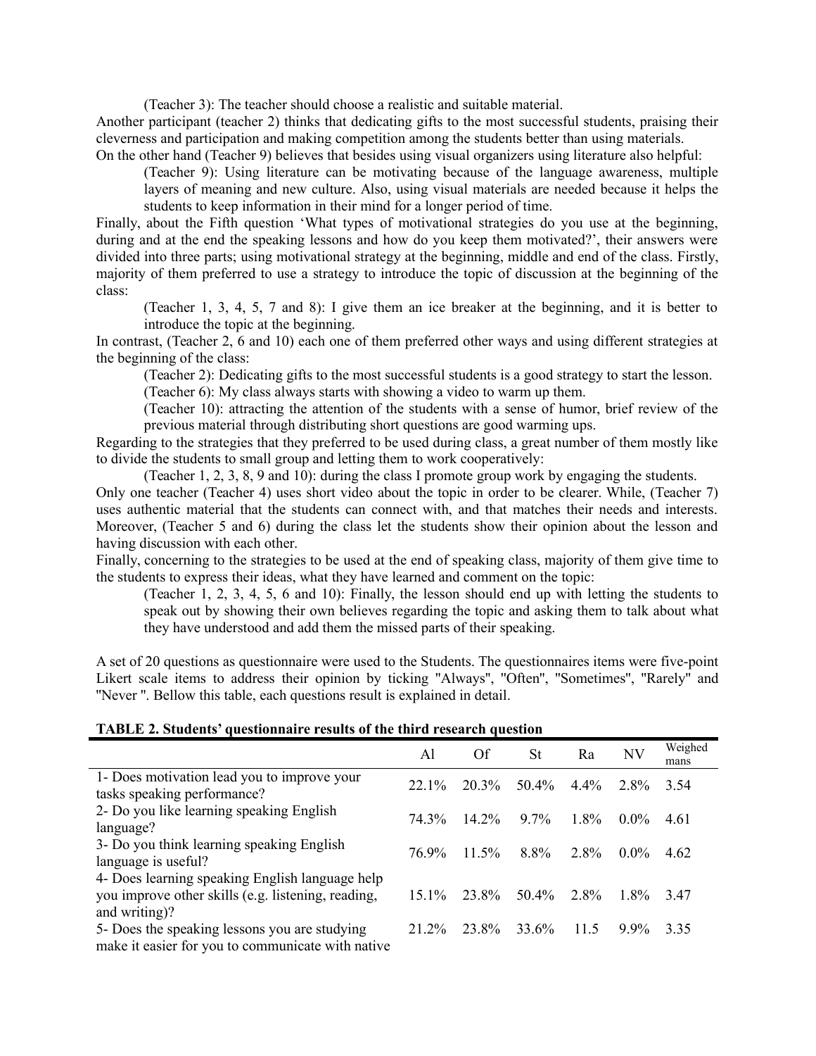(Teacher 3): The teacher should choose a realistic and suitable material.

Another participant (teacher 2) thinks that dedicating gifts to the most successful students, praising their cleverness and participation and making competition among the students better than using materials.

On the other hand (Teacher 9) believes that besides using visual organizers using literature also helpful:

> (Teacher 9): Using literature can be motivating because of the language awareness, multiple layers of meaning and new culture. Also, using visual materials are needed because it helps the students to keep information in their mind for a longer period of time.

Finally, about the Fifth question 'What types of motivational strategies do you use at the beginning, during and at the end the speaking lessons and how do you keep them motivated?', their answers were divided into three parts; using motivational strategy at the beginning, middle and end of the class. Firstly, majority of them preferred to use a strategy to introduce the topic of discussion at the beginning of the class:

> (Teacher 1, 3, 4, 5, 7 and 8): I give them an ice breaker at the beginning, and it is better to introduce the topic at the beginning.

In contrast, (Teacher 2, 6 and 10) each one of them preferred other ways and using different strategies at the beginning of the class:

> (Teacher 2): Dedicating gifts to the most successful students is a good strategy to start the lesson.
>
> (Teacher 6): My class always starts with showing a video to warm up them.
>
> (Teacher 10): attracting the attention of the students with a sense of humor, brief review of the previous material through distributing short questions are good warming ups.

Regarding to the strategies that they preferred to be used during class, a great number of them mostly like to divide the students to small group and letting them to work cooperatively:

> (Teacher 1, 2, 3, 8, 9 and 10): during the class I promote group work by engaging the students.

Only one teacher (Teacher 4) uses short video about the topic in order to be clearer. While, (Teacher 7) uses authentic material that the students can connect with, and that matches their needs and interests. Moreover, (Teacher 5 and 6) during the class let the students show their opinion about the lesson and having discussion with each other.

Finally, concerning to the strategies to be used at the end of speaking class, majority of them give time to the students to express their ideas, what they have learned and comment on the topic:

> (Teacher 1, 2, 3, 4, 5, 6 and 10): Finally, the lesson should end up with letting the students to speak out by showing their own believes regarding the topic and asking them to talk about what they have understood and add them the missed parts of their speaking.

A set of 20 questions as questionnaire were used to the Students. The questionnaires items were five-point Likert scale items to address their opinion by ticking "Always", "Often", "Sometimes", "Rarely" and "Never ". Bellow this table, each questions result is explained in detail.

**TABLE 2. Students' questionnaire results of the third research question**

| | Al | Of | St | Ra | NV | Weighed mans |
|---|---|---|---|---|---|---|
| 1- Does motivation lead you to improve your tasks speaking performance? | 22.1% | 20.3% | 50.4% | 4.4% | 2.8% | 3.54 |
| 2- Do you like learning speaking English language? | 74.3% | 14.2% | 9.7% | 1.8% | 0.0% | 4.61 |
| 3- Do you think learning speaking English language is useful? | 76.9% | 11.5% | 8.8% | 2.8% | 0.0% | 4.62 |
| 4- Does learning speaking English language help you improve other skills (e.g. listening, reading, and writing)? | 15.1% | 23.8% | 50.4% | 2.8% | 1.8% | 3.47 |
| 5- Does the speaking lessons you are studying make it easier for you to communicate with native | 21.2% | 23.8% | 33.6% | 11.5 | 9.9% | 3.35 |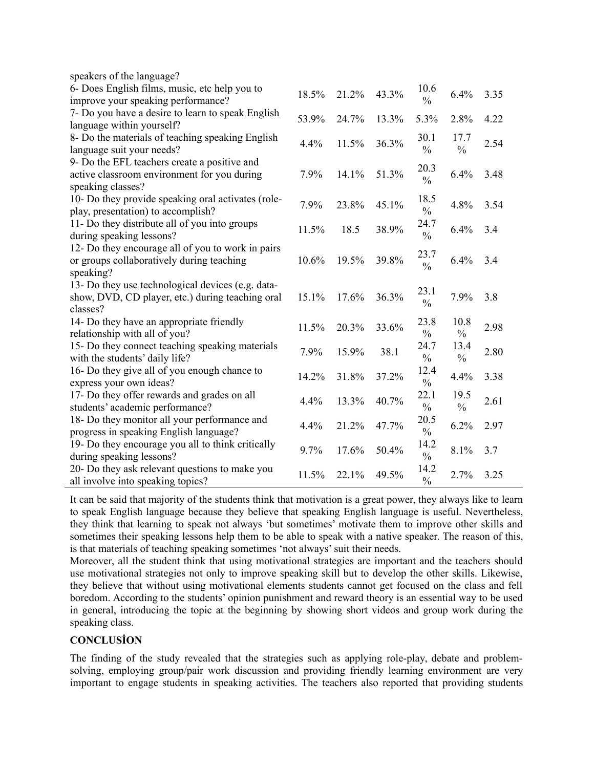| | | | | | | |
|---|---|---|---|---|---|---|
| speakers of the language? | | | | | | |
| 6- Does English films, music, etc help you to improve your speaking performance? | 18.5% | 21.2% | 43.3% | 10.6 % | 6.4% | 3.35 |
| 7- Do you have a desire to learn to speak English language within yourself? | 53.9% | 24.7% | 13.3% | 5.3% | 2.8% | 4.22 |
| 8- Do the materials of teaching speaking English language suit your needs? | 4.4% | 11.5% | 36.3% | 30.1 % | 17.7 % | 2.54 |
| 9- Do the EFL teachers create a positive and active classroom environment for you during speaking classes? | 7.9% | 14.1% | 51.3% | 20.3 % | 6.4% | 3.48 |
| 10- Do they provide speaking oral activates (role-play, presentation) to accomplish? | 7.9% | 23.8% | 45.1% | 18.5 % | 4.8% | 3.54 |
| 11- Do they distribute all of you into groups during speaking lessons? | 11.5% | 18.5 | 38.9% | 24.7 % | 6.4% | 3.4 |
| 12- Do they encourage all of you to work in pairs or groups collaboratively during teaching speaking? | 10.6% | 19.5% | 39.8% | 23.7 % | 6.4% | 3.4 |
| 13- Do they use technological devices (e.g. data-show, DVD, CD player, etc.) during teaching oral classes? | 15.1% | 17.6% | 36.3% | 23.1 % | 7.9% | 3.8 |
| 14- Do they have an appropriate friendly relationship with all of you? | 11.5% | 20.3% | 33.6% | 23.8 % | 10.8 % | 2.98 |
| 15- Do they connect teaching speaking materials with the students' daily life? | 7.9% | 15.9% | 38.1 | 24.7 % | 13.4 % | 2.80 |
| 16- Do they give all of you enough chance to express your own ideas? | 14.2% | 31.8% | 37.2% | 12.4 % | 4.4% | 3.38 |
| 17- Do they offer rewards and grades on all students' academic performance? | 4.4% | 13.3% | 40.7% | 22.1 % | 19.5 % | 2.61 |
| 18- Do they monitor all your performance and progress in speaking English language? | 4.4% | 21.2% | 47.7% | 20.5 % | 6.2% | 2.97 |
| 19- Do they encourage you all to think critically during speaking lessons? | 9.7% | 17.6% | 50.4% | 14.2 % | 8.1% | 3.7 |
| 20- Do they ask relevant questions to make you all involve into speaking topics? | 11.5% | 22.1% | 49.5% | 14.2 % | 2.7% | 3.25 |

It can be said that majority of the students think that motivation is a great power, they always like to learn to speak English language because they believe that speaking English language is useful. Nevertheless, they think that learning to speak not always 'but sometimes' motivate them to improve other skills and sometimes their speaking lessons help them to be able to speak with a native speaker. The reason of this, is that materials of teaching speaking sometimes 'not always' suit their needs.

Moreover, all the student think that using motivational strategies are important and the teachers should use motivational strategies not only to improve speaking skill but to develop the other skills. Likewise, they believe that without using motivational elements students cannot get focused on the class and fell boredom. According to the students' opinion punishment and reward theory is an essential way to be used in general, introducing the topic at the beginning by showing short videos and group work during the speaking class.

## CONCLUSİON

The finding of the study revealed that the strategies such as applying role-play, debate and problem-solving, employing group/pair work discussion and providing friendly learning environment are very important to engage students in speaking activities. The teachers also reported that providing students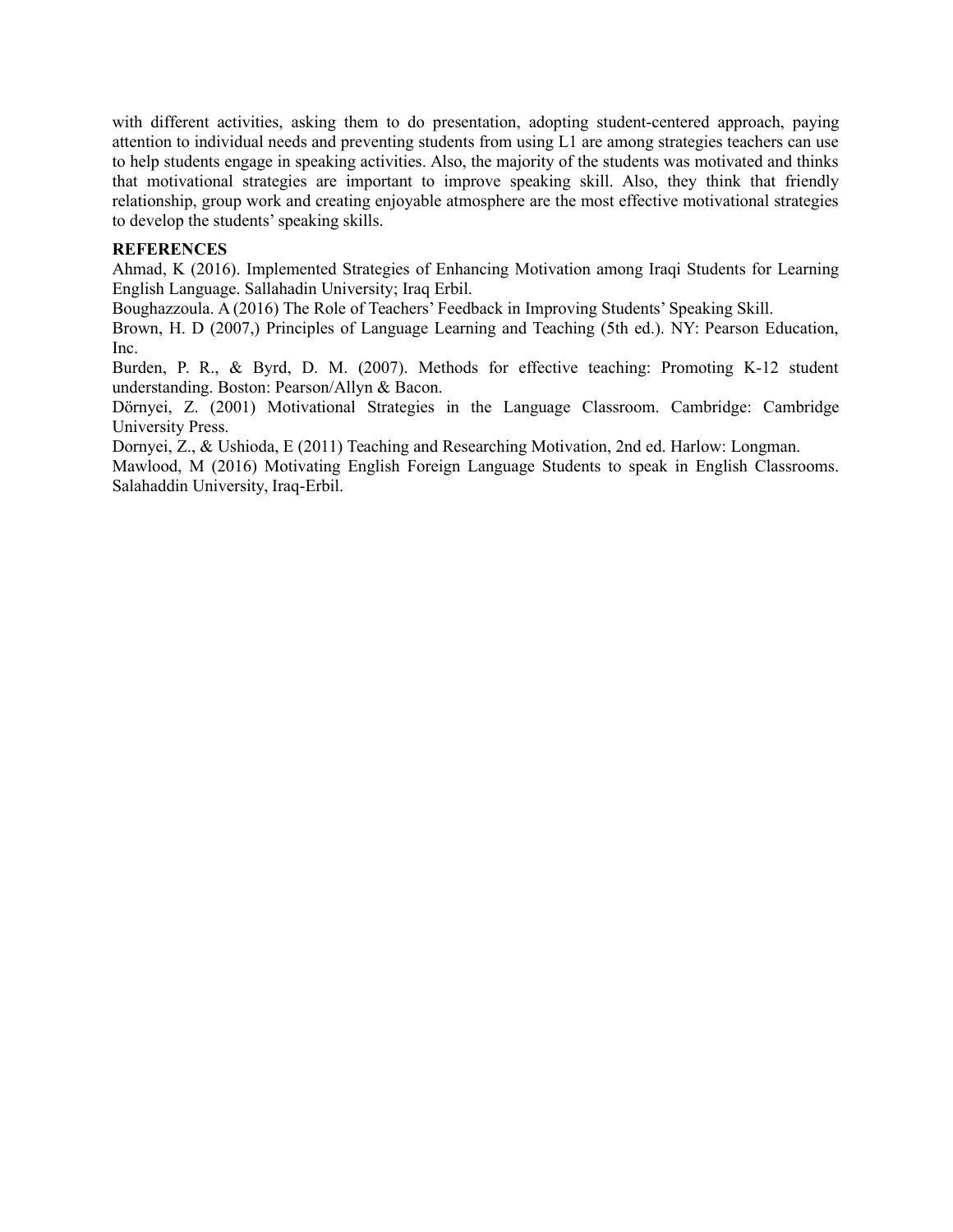with different activities, asking them to do presentation, adopting student-centered approach, paying attention to individual needs and preventing students from using L1 are among strategies teachers can use to help students engage in speaking activities. Also, the majority of the students was motivated and thinks that motivational strategies are important to improve speaking skill. Also, they think that friendly relationship, group work and creating enjoyable atmosphere are the most effective motivational strategies to develop the students' speaking skills.

## REFERENCES

Ahmad, K (2016). Implemented Strategies of Enhancing Motivation among Iraqi Students for Learning English Language. Sallahadin University; Iraq Erbil.

Boughazzoula. A (2016) The Role of Teachers' Feedback in Improving Students' Speaking Skill.

Brown, H. D (2007,) Principles of Language Learning and Teaching (5th ed.). NY: Pearson Education, Inc.

Burden, P. R., & Byrd, D. M. (2007). Methods for effective teaching: Promoting K-12 student understanding. Boston: Pearson/Allyn & Bacon.

Dörnyei, Z. (2001) Motivational Strategies in the Language Classroom. Cambridge: Cambridge University Press.

Dornyei, Z., & Ushioda, E (2011) Teaching and Researching Motivation, 2nd ed. Harlow: Longman.

Mawlood, M (2016) Motivating English Foreign Language Students to speak in English Classrooms. Salahaddin University, Iraq-Erbil.